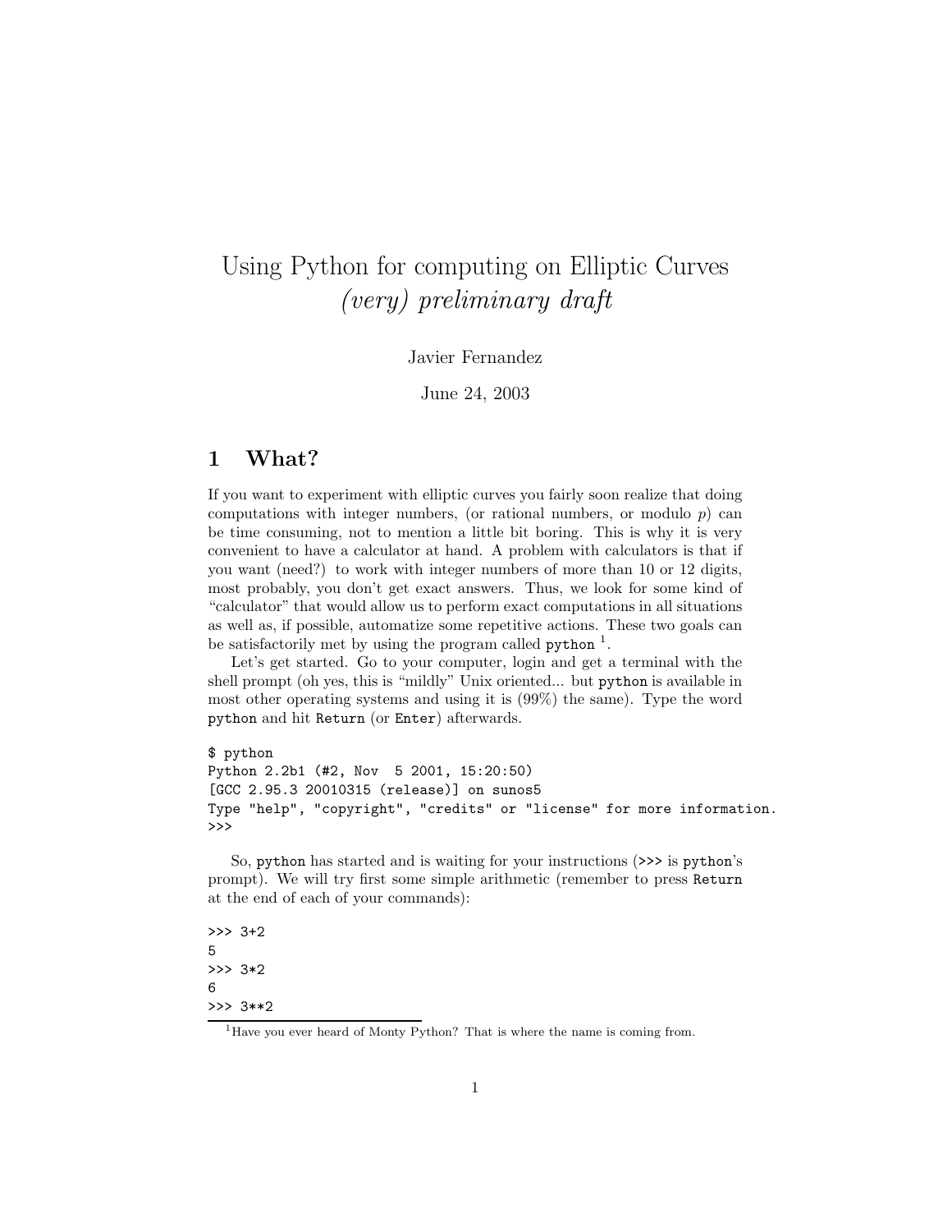# Using Python for computing on Elliptic Curves
## *(very) preliminary draft*

Javier Fernandez

June 24, 2003

## 1 What?

If you want to experiment with elliptic curves you fairly soon realize that doing computations with integer numbers, (or rational numbers, or modulo $p$) can be time consuming, not to mention a little bit boring. This is why it is very convenient to have a calculator at hand. A problem with calculators is that if you want (need?) to work with integer numbers of more than 10 or 12 digits, most probably, you don't get exact answers. Thus, we look for some kind of "calculator" that would allow us to perform exact computations in all situations as well as, if possible, automatize some repetitive actions. These two goals can be satisfactorily met by using the program called `python` [1].

Let's get started. Go to your computer, login and get a terminal with the shell prompt (oh yes, this is "mildly" Unix oriented... but `python` is available in most other operating systems and using it is (99%) the same). Type the word `python` and hit `Return` (or `Enter`) afterwards.

```
$ python
Python 2.2b1 (#2, Nov  5 2001, 15:20:50)
[GCC 2.95.3 20010315 (release)] on sunos5
Type "help", "copyright", "credits" or "license" for more information.
>>>
```

So, `python` has started and is waiting for your instructions (`>>>` is `python`'s prompt). We will try first some simple arithmetic (remember to press `Return` at the end of each of your commands):

```
>>> 3+2
5
>>> 3*2
6
>>> 3**2
```

[1] Have you ever heard of Monty Python? That is where the name is coming from.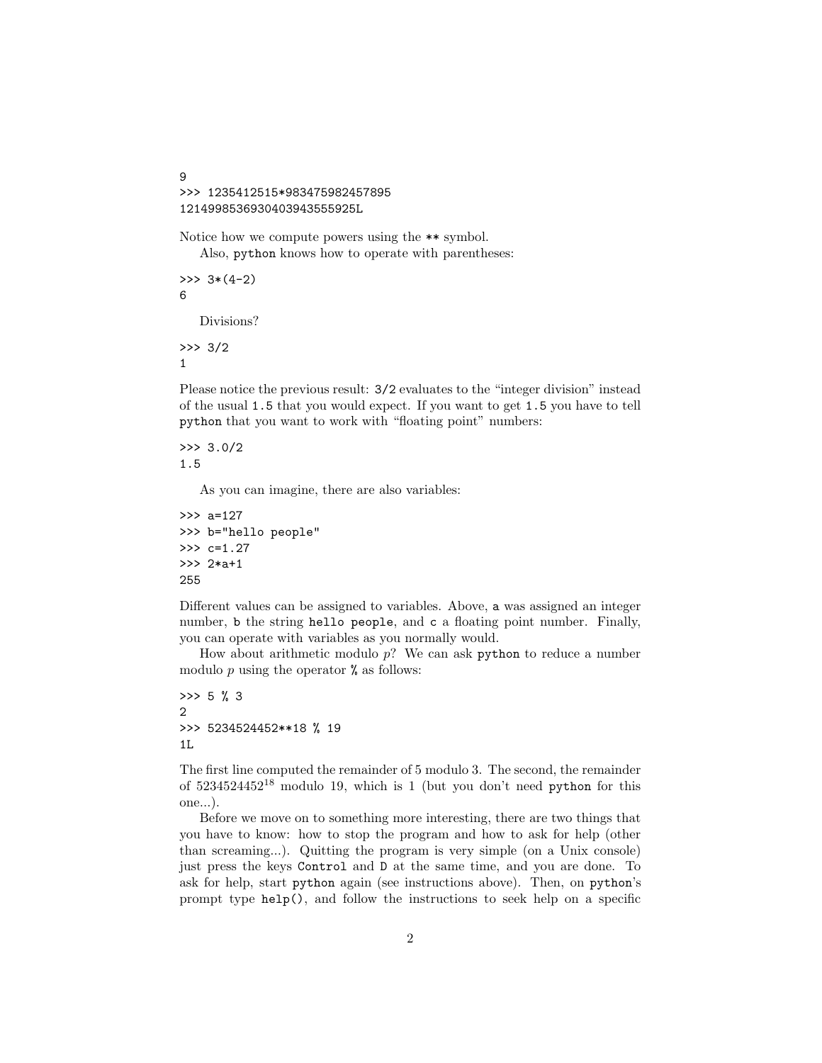```
9
>>> 1235412515*983475982457895
1214998536930403943555925L
```

Notice how we compute powers using the `**` symbol.

Also, `python` knows how to operate with parentheses:

```
>>> 3*(4-2)
6
```

Divisions?

```
>>> 3/2
1
```

Please notice the previous result: `3/2` evaluates to the "integer division" instead of the usual `1.5` that you would expect. If you want to get `1.5` you have to tell `python` that you want to work with "floating point" numbers:

```
>>> 3.0/2
1.5
```

As you can imagine, there are also variables:

```
>>> a=127
>>> b="hello people"
>>> c=1.27
>>> 2*a+1
255
```

Different values can be assigned to variables. Above, `a` was assigned an integer number, `b` the string `hello people`, and `c` a floating point number. Finally, you can operate with variables as you normally would.

How about arithmetic modulo $p$? We can ask `python` to reduce a number modulo $p$ using the operator `%` as follows:

```
>>> 5 % 3
2
>>> 5234524452**18 % 19
1L
```

The first line computed the remainder of 5 modulo 3. The second, the remainder of $5234524452^{18}$ modulo 19, which is 1 (but you don't need `python` for this one...).

Before we move on to something more interesting, there are two things that you have to know: how to stop the program and how to ask for help (other than screaming...). Quitting the program is very simple (on a Unix console) just press the keys `Control` and `D` at the same time, and you are done. To ask for help, start `python` again (see instructions above). Then, on `python`'s prompt type `help()`, and follow the instructions to seek help on a specific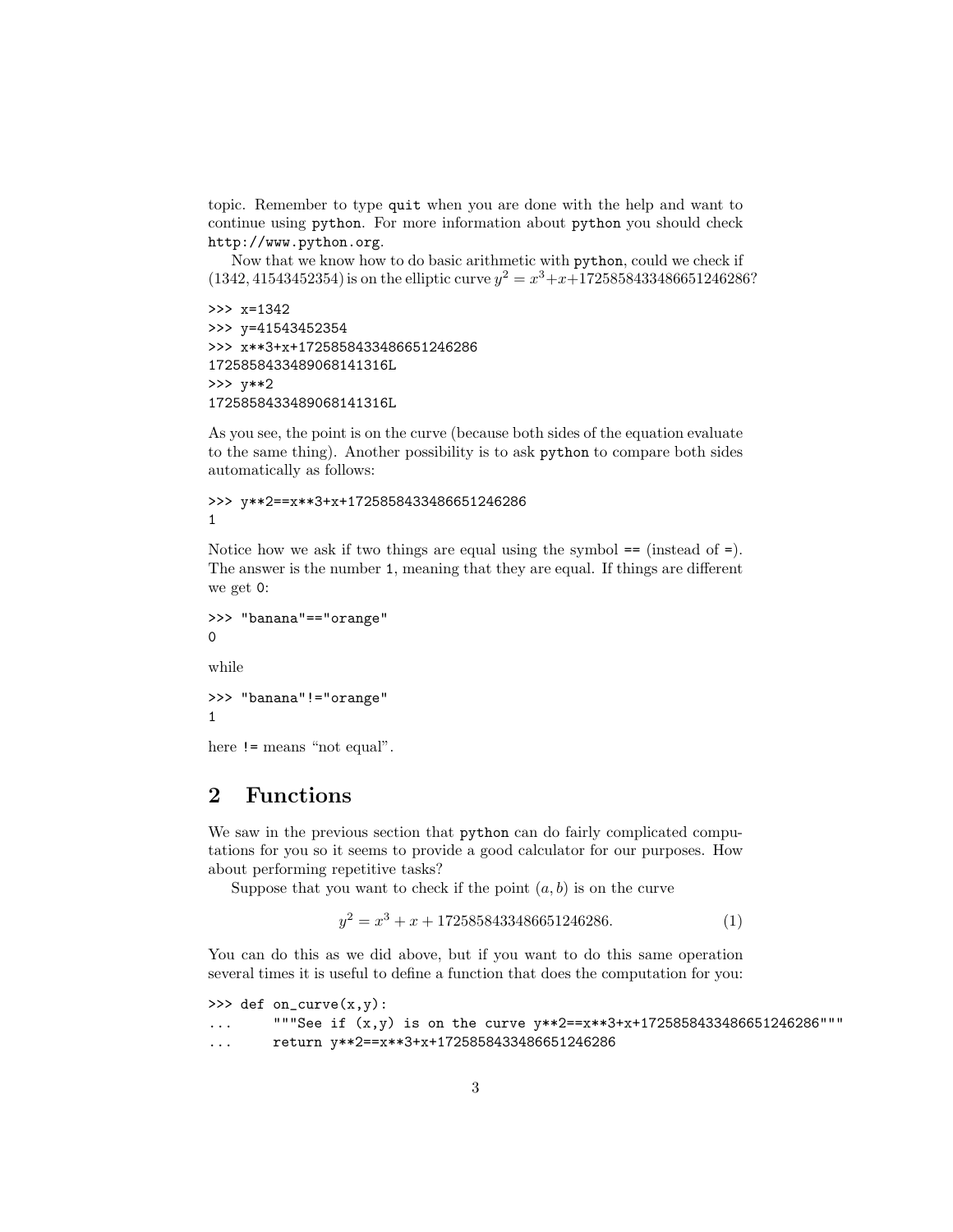topic. Remember to type `quit` when you are done with the help and want to continue using `python`. For more information about `python` you should check `http://www.python.org`.

Now that we know how to do basic arithmetic with `python`, could we check if $(1342, 41543452354)$ is on the elliptic curve $y^2 = x^3 + x + 1725858433486651246286$?

```
>>> x=1342
>>> y=41543452354
>>> x**3+x+1725858433486651246286
1725858433489068141316L
>>> y**2
1725858433489068141316L
```

As you see, the point is on the curve (because both sides of the equation evaluate to the same thing). Another possibility is to ask `python` to compare both sides automatically as follows:

```
>>> y**2==x**3+x+1725858433486651246286
1
```

Notice how we ask if two things are equal using the symbol `==` (instead of `=`). The answer is the number `1`, meaning that they are equal. If things are different we get `0`:

```
>>> "banana"=="orange"
0
```

while

```
>>> "banana"!="orange"
1
```

here `!=` means "not equal".

## 2 Functions

We saw in the previous section that `python` can do fairly complicated computations for you so it seems to provide a good calculator for our purposes. How about performing repetitive tasks?

Suppose that you want to check if the point $(a, b)$ is on the curve

$$y^2 = x^3 + x + 1725858433486651246286. \tag{1}$$

You can do this as we did above, but if you want to do this same operation several times it is useful to define a function that does the computation for you:

```
>>> def on_curve(x,y):
...     """See if (x,y) is on the curve y**2==x**3+x+1725858433486651246286"""
...     return y**2==x**3+x+1725858433486651246286
```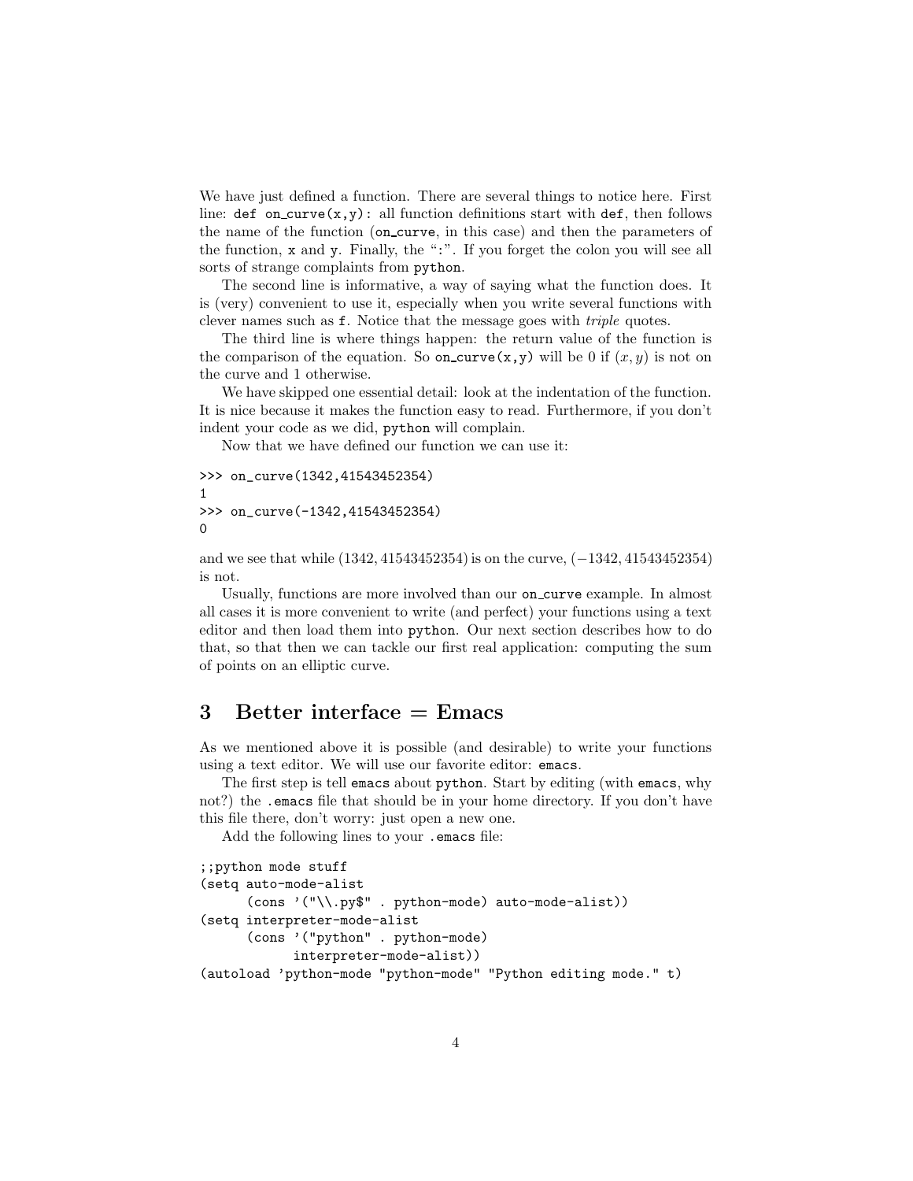We have just defined a function. There are several things to notice here. First line: `def on_curve(x,y):` all function definitions start with `def`, then follows the name of the function (`on_curve`, in this case) and then the parameters of the function, `x` and `y`. Finally, the ":". If you forget the colon you will see all sorts of strange complaints from `python`.

The second line is informative, a way of saying what the function does. It is (very) convenient to use it, especially when you write several functions with clever names such as `f`. Notice that the message goes with *triple* quotes.

The third line is where things happen: the return value of the function is the comparison of the equation. So `on_curve(x,y)` will be 0 if $(x, y)$ is not on the curve and 1 otherwise.

We have skipped one essential detail: look at the indentation of the function. It is nice because it makes the function easy to read. Furthermore, if you don't indent your code as we did, `python` will complain.

Now that we have defined our function we can use it:

```
>>> on_curve(1342,41543452354)
1
>>> on_curve(-1342,41543452354)
0
```

and we see that while $(1342, 41543452354)$ is on the curve, $(-1342, 41543452354)$ is not.

Usually, functions are more involved than our `on_curve` example. In almost all cases it is more convenient to write (and perfect) your functions using a text editor and then load them into `python`. Our next section describes how to do that, so that then we can tackle our first real application: computing the sum of points on an elliptic curve.

## 3 Better interface = Emacs

As we mentioned above it is possible (and desirable) to write your functions using a text editor. We will use our favorite editor: `emacs`.

The first step is tell `emacs` about `python`. Start by editing (with `emacs`, why not?) the `.emacs` file that should be in your home directory. If you don't have this file there, don't worry: just open a new one.

Add the following lines to your `.emacs` file:

```
;;python mode stuff
(setq auto-mode-alist
      (cons '("\\.py$" . python-mode) auto-mode-alist))
(setq interpreter-mode-alist
      (cons '("python" . python-mode)
            interpreter-mode-alist))
(autoload 'python-mode "python-mode" "Python editing mode." t)
```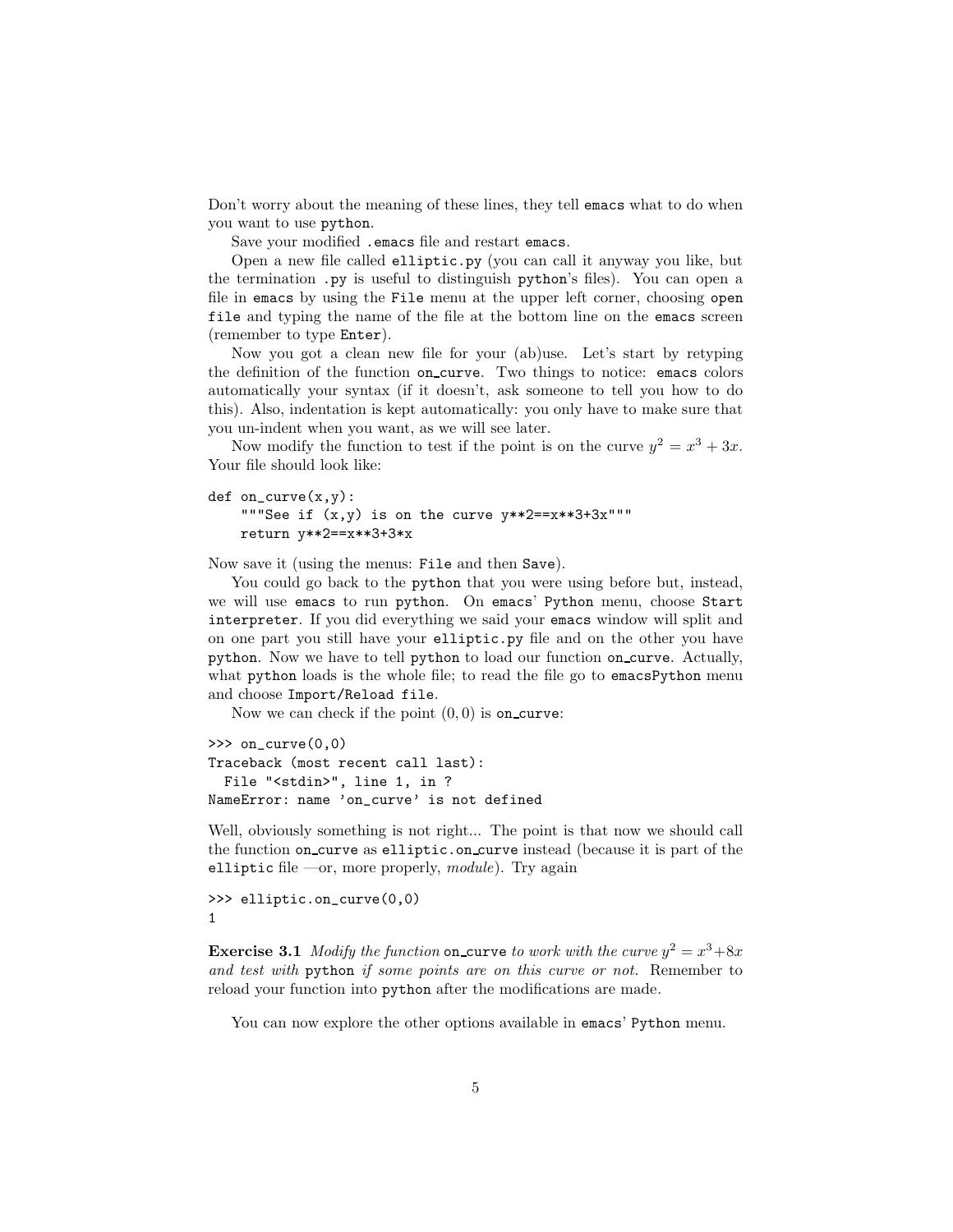Don't worry about the meaning of these lines, they tell emacs what to do when you want to use python.

Save your modified .emacs file and restart emacs.

Open a new file called elliptic.py (you can call it anyway you like, but the termination .py is useful to distinguish python's files). You can open a file in emacs by using the File menu at the upper left corner, choosing open file and typing the name of the file at the bottom line on the emacs screen (remember to type Enter).

Now you got a clean new file for your (ab)use. Let's start by retyping the definition of the function on_curve. Two things to notice: emacs colors automatically your syntax (if it doesn't, ask someone to tell you how to do this). Also, indentation is kept automatically: you only have to make sure that you un-indent when you want, as we will see later.

Now modify the function to test if the point is on the curve $y^2 = x^3 + 3x$. Your file should look like:

```
def on_curve(x,y):
    """See if (x,y) is on the curve y**2==x**3+3x"""
    return y**2==x**3+3*x
```

Now save it (using the menus: File and then Save).

You could go back to the python that you were using before but, instead, we will use emacs to run python. On emacs' Python menu, choose Start interpreter. If you did everything we said your emacs window will split and on one part you still have your elliptic.py file and on the other you have python. Now we have to tell python to load our function on_curve. Actually, what python loads is the whole file; to read the file go to emacsPython menu and choose Import/Reload file.

Now we can check if the point $(0, 0)$ is on_curve:

```
>>> on_curve(0,0)
Traceback (most recent call last):
  File "<stdin>", line 1, in ?
NameError: name 'on_curve' is not defined
```

Well, obviously something is not right... The point is that now we should call the function on_curve as elliptic.on_curve instead (because it is part of the elliptic file —or, more properly, *module*). Try again

```
>>> elliptic.on_curve(0,0)
1
```

**Exercise 3.1** *Modify the function* on_curve *to work with the curve* $y^2 = x^3+8x$ *and test with* python *if some points are on this curve or not.* Remember to reload your function into python after the modifications are made.

You can now explore the other options available in emacs' Python menu.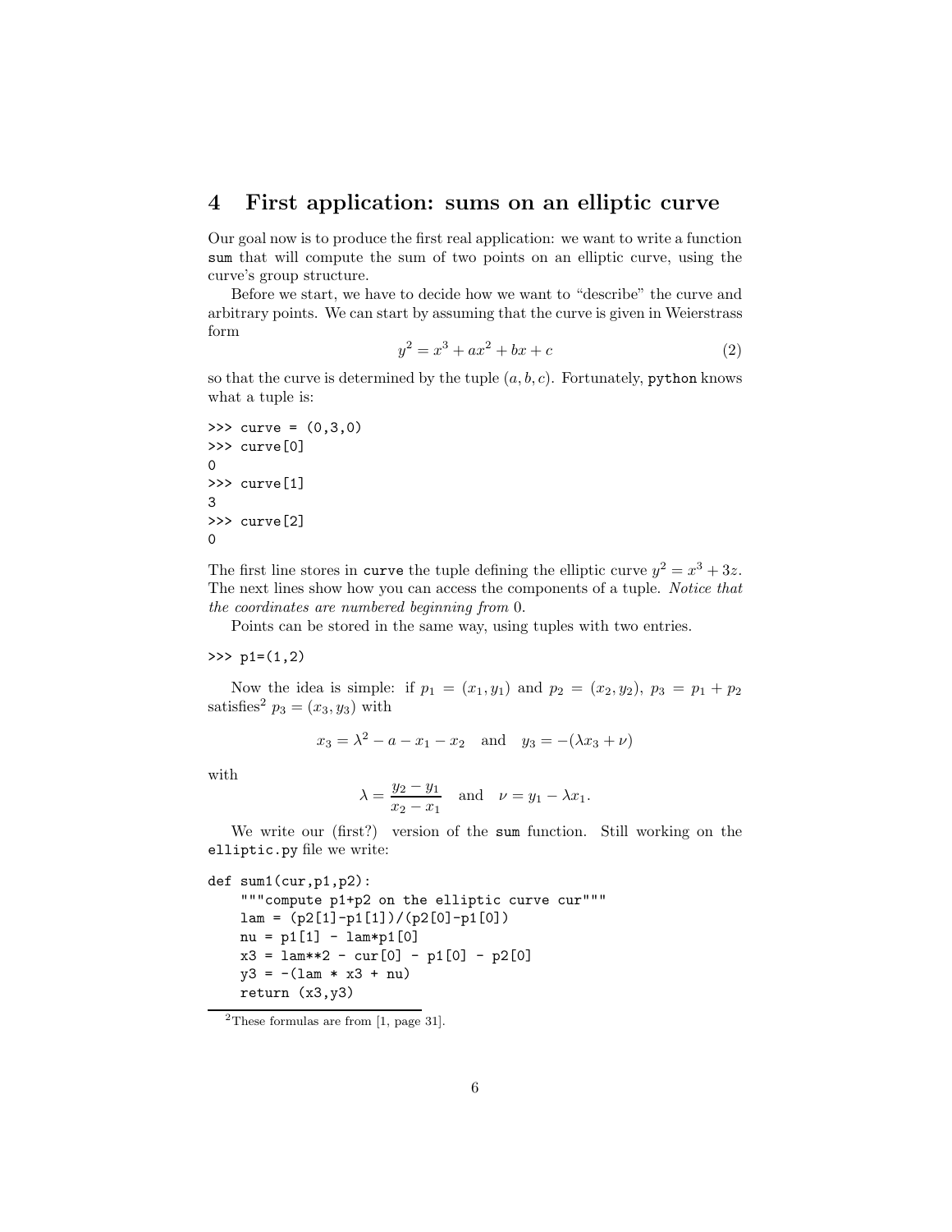# 4 First application: sums on an elliptic curve

Our goal now is to produce the first real application: we want to write a function `sum` that will compute the sum of two points on an elliptic curve, using the curve's group structure.

Before we start, we have to decide how we want to "describe" the curve and arbitrary points. We can start by assuming that the curve is given in Weierstrass form

$$y^2 = x^3 + ax^2 + bx + c \tag{2}$$

so that the curve is determined by the tuple $(a, b, c)$. Fortunately, `python` knows what a tuple is:

```
>>> curve = (0,3,0)
>>> curve[0]
0
>>> curve[1]
3
>>> curve[2]
0
```

The first line stores in `curve` the tuple defining the elliptic curve $y^2 = x^3 + 3z$. The next lines show how you can access the components of a tuple. *Notice that the coordinates are numbered beginning from* 0.

Points can be stored in the same way, using tuples with two entries.

```
>>> p1=(1,2)
```

Now the idea is simple: if $p_1 = (x_1, y_1)$ and $p_2 = (x_2, y_2)$, $p_3 = p_1 + p_2$ satisfies[2] $p_3 = (x_3, y_3)$ with

$$x_3 = \lambda^2 - a - x_1 - x_2 \quad \text{and} \quad y_3 = -(\lambda x_3 + \nu)$$

with

$$\lambda = \frac{y_2 - y_1}{x_2 - x_1} \quad \text{and} \quad \nu = y_1 - \lambda x_1.$$

We write our (first?) version of the `sum` function. Still working on the `elliptic.py` file we write:

```
def sum1(cur,p1,p2):
    """compute p1+p2 on the elliptic curve cur"""
    lam = (p2[1]-p1[1])/(p2[0]-p1[0])
    nu = p1[1] - lam*p1[0]
    x3 = lam**2 - cur[0] - p1[0] - p2[0]
    y3 = -(lam * x3 + nu)
    return (x3,y3)
```

[2] These formulas are from [1, page 31].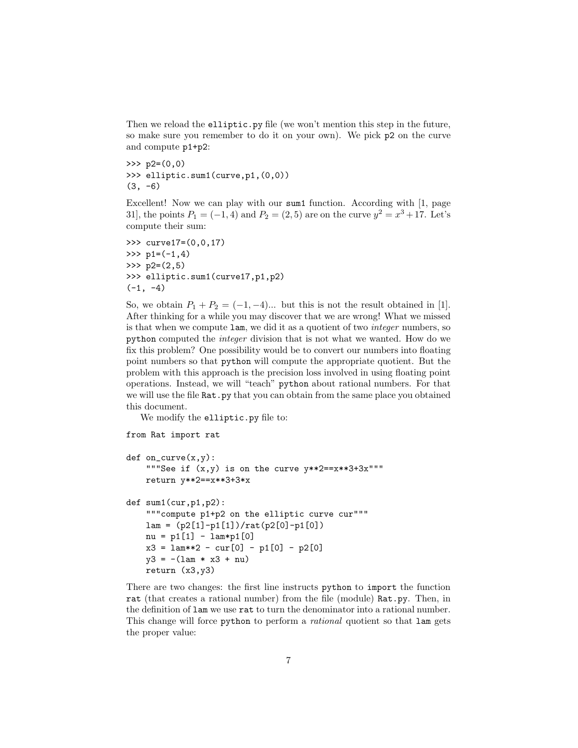Then we reload the `elliptic.py` file (we won't mention this step in the future, so make sure you remember to do it on your own). We pick `p2` on the curve and compute `p1+p2`:

```
>>> p2=(0,0)
>>> elliptic.sum1(curve,p1,(0,0))
(3, -6)
```

Excellent! Now we can play with our `sum1` function. According with [1, page 31], the points $P_1 = (-1, 4)$ and $P_2 = (2, 5)$ are on the curve $y^2 = x^3 + 17$. Let's compute their sum:

```
>>> curve17=(0,0,17)
>>> p1=(-1,4)
>>> p2=(2,5)
>>> elliptic.sum1(curve17,p1,p2)
(-1, -4)
```

So, we obtain $P_1 + P_2 = (-1, -4)$... but this is not the result obtained in [1]. After thinking for a while you may discover that we are wrong! What we missed is that when we compute `lam`, we did it as a quotient of two *integer* numbers, so `python` computed the *integer* division that is not what we wanted. How do we fix this problem? One possibility would be to convert our numbers into floating point numbers so that `python` will compute the appropriate quotient. But the problem with this approach is the precision loss involved in using floating point operations. Instead, we will "teach" `python` about rational numbers. For that we will use the file `Rat.py` that you can obtain from the same place you obtained this document.

We modify the `elliptic.py` file to:

```
from Rat import rat

def on_curve(x,y):
    """See if (x,y) is on the curve y**2==x**3+3x"""
    return y**2==x**3+3*x

def sum1(cur,p1,p2):
    """compute p1+p2 on the elliptic curve cur"""
    lam = (p2[1]-p1[1])/rat(p2[0]-p1[0])
    nu = p1[1] - lam*p1[0]
    x3 = lam**2 - cur[0] - p1[0] - p2[0]
    y3 = -(lam * x3 + nu)
    return (x3,y3)
```

There are two changes: the first line instructs `python` to `import` the function `rat` (that creates a rational number) from the file (module) `Rat.py`. Then, in the definition of `lam` we use `rat` to turn the denominator into a rational number. This change will force `python` to perform a *rational* quotient so that `lam` gets the proper value: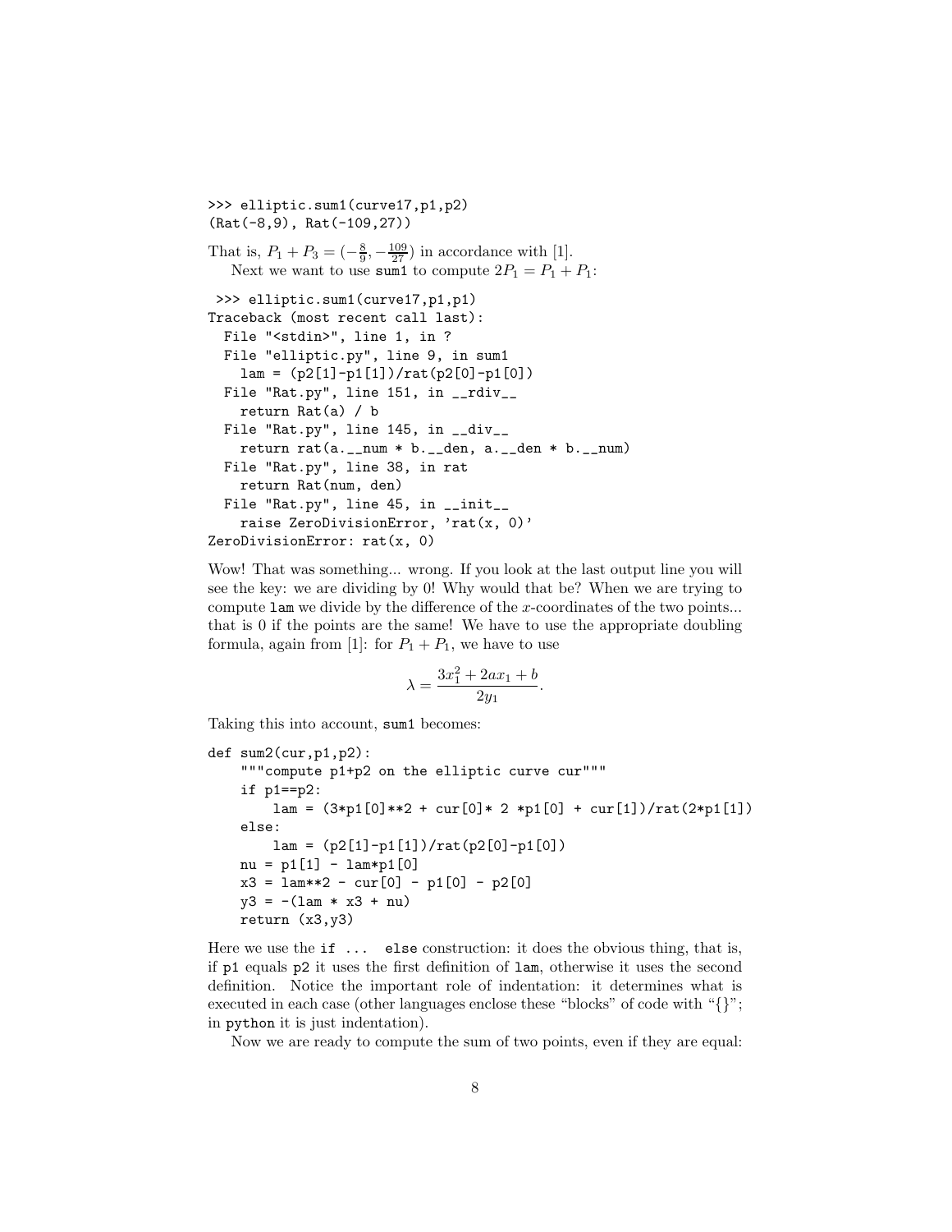```
>>> elliptic.sum1(curve17,p1,p2)
(Rat(-8,9), Rat(-109,27))
```

That is, $P_1 + P_3 = (-\frac{8}{9}, -\frac{109}{27})$ in accordance with [1].

Next we want to use `sum1` to compute $2P_1 = P_1 + P_1$:

```
 >>> elliptic.sum1(curve17,p1,p1)
Traceback (most recent call last):
  File "<stdin>", line 1, in ?
  File "elliptic.py", line 9, in sum1
    lam = (p2[1]-p1[1])/rat(p2[0]-p1[0])
  File "Rat.py", line 151, in __rdiv__
    return Rat(a) / b
  File "Rat.py", line 145, in __div__
    return rat(a.__num * b.__den, a.__den * b.__num)
  File "Rat.py", line 38, in rat
    return Rat(num, den)
  File "Rat.py", line 45, in __init__
    raise ZeroDivisionError, 'rat(x, 0)'
ZeroDivisionError: rat(x, 0)
```

Wow! That was something... wrong. If you look at the last output line you will see the key: we are dividing by 0! Why would that be? When we are trying to compute `lam` we divide by the difference of the $x$-coordinates of the two points... that is 0 if the points are the same! We have to use the appropriate doubling formula, again from [1]: for $P_1 + P_1$, we have to use

$$\lambda = \frac{3x_1^2 + 2ax_1 + b}{2y_1}.$$

Taking this into account, `sum1` becomes:

```
def sum2(cur,p1,p2):
    """compute p1+p2 on the elliptic curve cur"""
    if p1==p2:
        lam = (3*p1[0]**2 + cur[0]* 2 *p1[0] + cur[1])/rat(2*p1[1])
    else:
        lam = (p2[1]-p1[1])/rat(p2[0]-p1[0])
    nu = p1[1] - lam*p1[0]
    x3 = lam**2 - cur[0] - p1[0] - p2[0]
    y3 = -(lam * x3 + nu)
    return (x3,y3)
```

Here we use the `if ... else` construction: it does the obvious thing, that is, if `p1` equals `p2` it uses the first definition of `lam`, otherwise it uses the second definition. Notice the important role of indentation: it determines what is executed in each case (other languages enclose these "blocks" of code with "{}"; in `python` it is just indentation).

Now we are ready to compute the sum of two points, even if they are equal: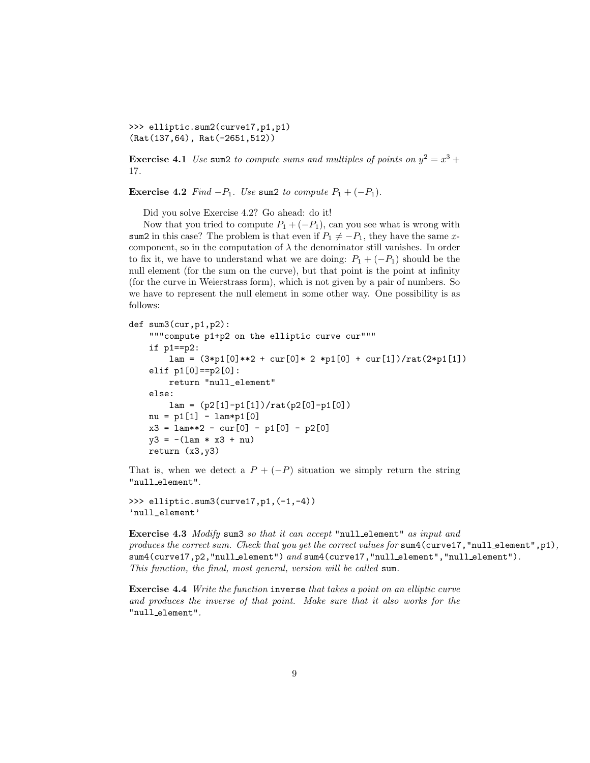```
>>> elliptic.sum2(curve17,p1,p1)
(Rat(137,64), Rat(-2651,512))
```

**Exercise 4.1** *Use* `sum2` *to compute sums and multiples of points on* $y^2 = x^3 + 17$.

**Exercise 4.2** *Find* $-P_1$. *Use* `sum2` *to compute* $P_1 + (-P_1)$.

Did you solve Exercise 4.2? Go ahead: do it!

Now that you tried to compute $P_1 + (-P_1)$, can you see what is wrong with `sum2` in this case? The problem is that even if $P_1 \neq -P_1$, they have the same $x$-component, so in the computation of $\lambda$ the denominator still vanishes. In order to fix it, we have to understand what we are doing: $P_1 + (-P_1)$ should be the null element (for the sum on the curve), but that point is the point at infinity (for the curve in Weierstrass form), which is not given by a pair of numbers. So we have to represent the null element in some other way. One possibility is as follows:

```
def sum3(cur,p1,p2):
    """compute p1+p2 on the elliptic curve cur"""
    if p1==p2:
        lam = (3*p1[0]**2 + cur[0]* 2 *p1[0] + cur[1])/rat(2*p1[1])
    elif p1[0]==p2[0]:
        return "null_element"
    else:
        lam = (p2[1]-p1[1])/rat(p2[0]-p1[0])
    nu = p1[1] - lam*p1[0]
    x3 = lam**2 - cur[0] - p1[0] - p2[0]
    y3 = -(lam * x3 + nu)
    return (x3,y3)
```

That is, when we detect a $P + (-P)$ situation we simply return the string `"null_element"`.

```
>>> elliptic.sum3(curve17,p1,(-1,-4))
'null_element'
```

**Exercise 4.3** *Modify* `sum3` *so that it can accept* `"null_element"` *as input and produces the correct sum. Check that you get the correct values for* `sum4(curve17,"null_element",p1)`, `sum4(curve17,p2,"null_element")` *and* `sum4(curve17,"null_element","null_element")`. *This function, the final, most general, version will be called* `sum`.

**Exercise 4.4** *Write the function* `inverse` *that takes a point on an elliptic curve and produces the inverse of that point. Make sure that it also works for the* `"null_element"`.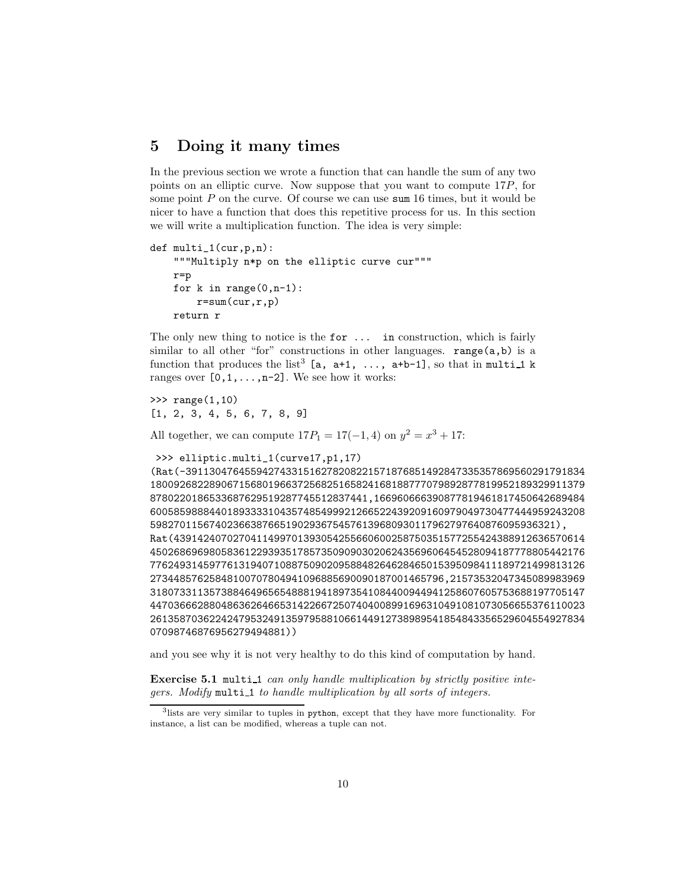## 5 Doing it many times

In the previous section we wrote a function that can handle the sum of any two points on an elliptic curve. Now suppose that you want to compute $17P$, for some point $P$ on the curve. Of course we can use `sum` 16 times, but it would be nicer to have a function that does this repetitive process for us. In this section we will write a multiplication function. The idea is very simple:

```
def multi_1(cur,p,n):
    """Multiply n*p on the elliptic curve cur"""
    r=p
    for k in range(0,n-1):
        r=sum(cur,r,p)
    return r
```

The only new thing to notice is the `for ... in` construction, which is fairly similar to all other "for" constructions in other languages. `range(a,b)` is a function that produces the list[3] `[a, a+1, ..., a+b-1]`, so that in `multi_1` `k` ranges over `[0,1,...,n-2]`. We see how it works:

```
>>> range(1,10)
[1, 2, 3, 4, 5, 6, 7, 8, 9]
```

All together, we can compute $17P_1 = 17(-1,4)$ on $y^2 = x^3 + 17$:

```
 >>> elliptic.multi_1(curve17,p1,17)
(Rat(-39113047645594274331516278208221571876851492847335357869560291791834
180092682289067156801966372568251658241681887770798928778199521893299113 79
8780220186533687629519287745512837441,16696066639087781946181745064268948 4
6005859888440189333310435748549992126652243920916097904973047744495924320 8
5982701156740236638766519029367545761396809301179627976408760959363 21)),
Rat(439142407027041149970139305425566060025875035157725542438891263657061 4
4502686969805836122939351785735090903020624356960645452809418777880544217 6
7762493145977613194071088750902095884826462846501539509841118972149981312 6
2734485762584810070780494109688569009018700146579 6,21573532047345089983969
3180733113573884649656548881941897354108440094494125860760575368819770514 7
4470366628804863626466531422667250740400899169631049108107305665537611002 3
2613587036224247953249135979588106614491273898954185484335652960455492783 4
0709874687695627949488 1))
```

and you see why it is not very healthy to do this kind of computation by hand.

**Exercise 5.1** `multi_1` *can only handle multiplication by strictly positive integers. Modify* `multi_1` *to handle multiplication by all sorts of integers.*

---

[3] lists are very similar to tuples in `python`, except that they have more functionality. For instance, a list can be modified, whereas a tuple can not.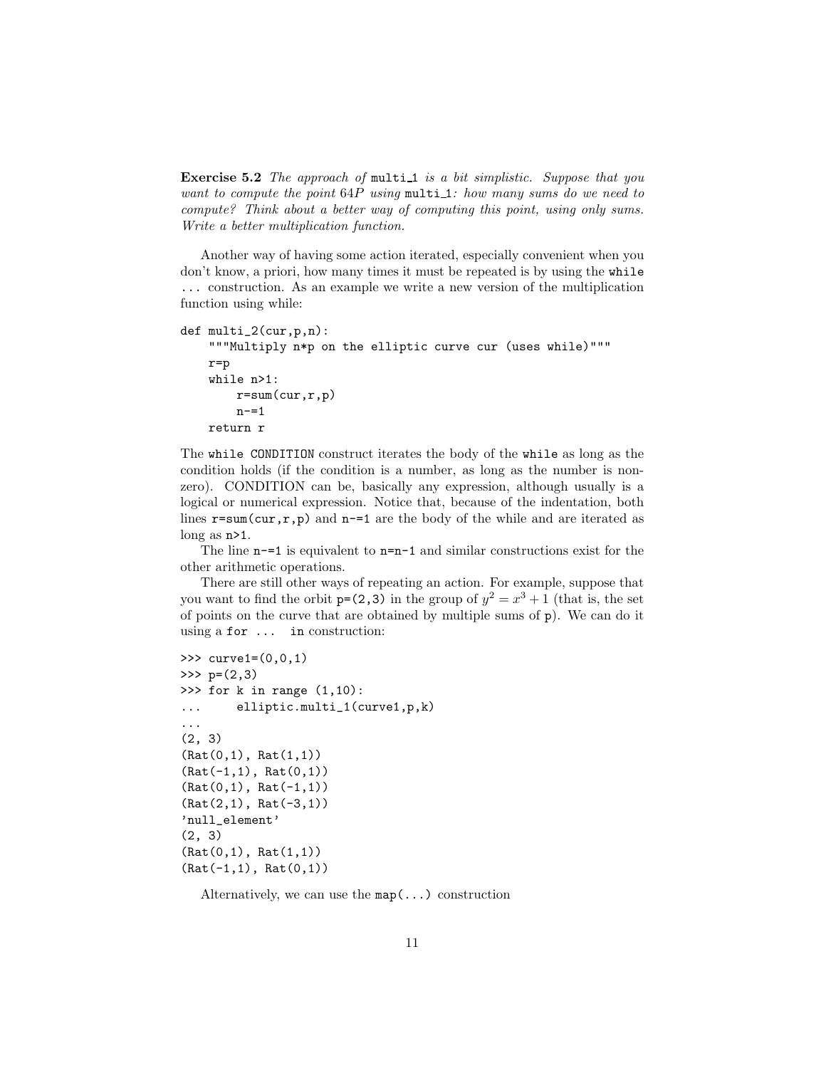**Exercise 5.2** *The approach of* `multi_1` *is a bit simplistic. Suppose that you want to compute the point* $64P$ *using* `multi_1`*: how many sums do we need to compute? Think about a better way of computing this point, using only sums. Write a better multiplication function.*

Another way of having some action iterated, especially convenient when you don't know, a priori, how many times it must be repeated is by using the `while ...` construction. As an example we write a new version of the multiplication function using while:

```
def multi_2(cur,p,n):
    """Multiply n*p on the elliptic curve cur (uses while)"""
    r=p
    while n>1:
        r=sum(cur,r,p)
        n-=1
    return r
```

The `while CONDITION` construct iterates the body of the `while` as long as the condition holds (if the condition is a number, as long as the number is non-zero). CONDITION can be, basically any expression, although usually is a logical or numerical expression. Notice that, because of the indentation, both lines `r=sum(cur,r,p)` and `n-=1` are the body of the while and are iterated as long as `n>1`.

The line `n-=1` is equivalent to `n=n-1` and similar constructions exist for the other arithmetic operations.

There are still other ways of repeating an action. For example, suppose that you want to find the orbit `p=(2,3)` in the group of $y^2 = x^3 + 1$ (that is, the set of points on the curve that are obtained by multiple sums of `p`). We can do it using a `for ... in` construction:

```
>>> curve1=(0,0,1)
>>> p=(2,3)
>>> for k in range (1,10):
...     elliptic.multi_1(curve1,p,k)
...
(2, 3)
(Rat(0,1), Rat(1,1))
(Rat(-1,1), Rat(0,1))
(Rat(0,1), Rat(-1,1))
(Rat(2,1), Rat(-3,1))
'null_element'
(2, 3)
(Rat(0,1), Rat(1,1))
(Rat(-1,1), Rat(0,1))
```

Alternatively, we can use the `map(...)` construction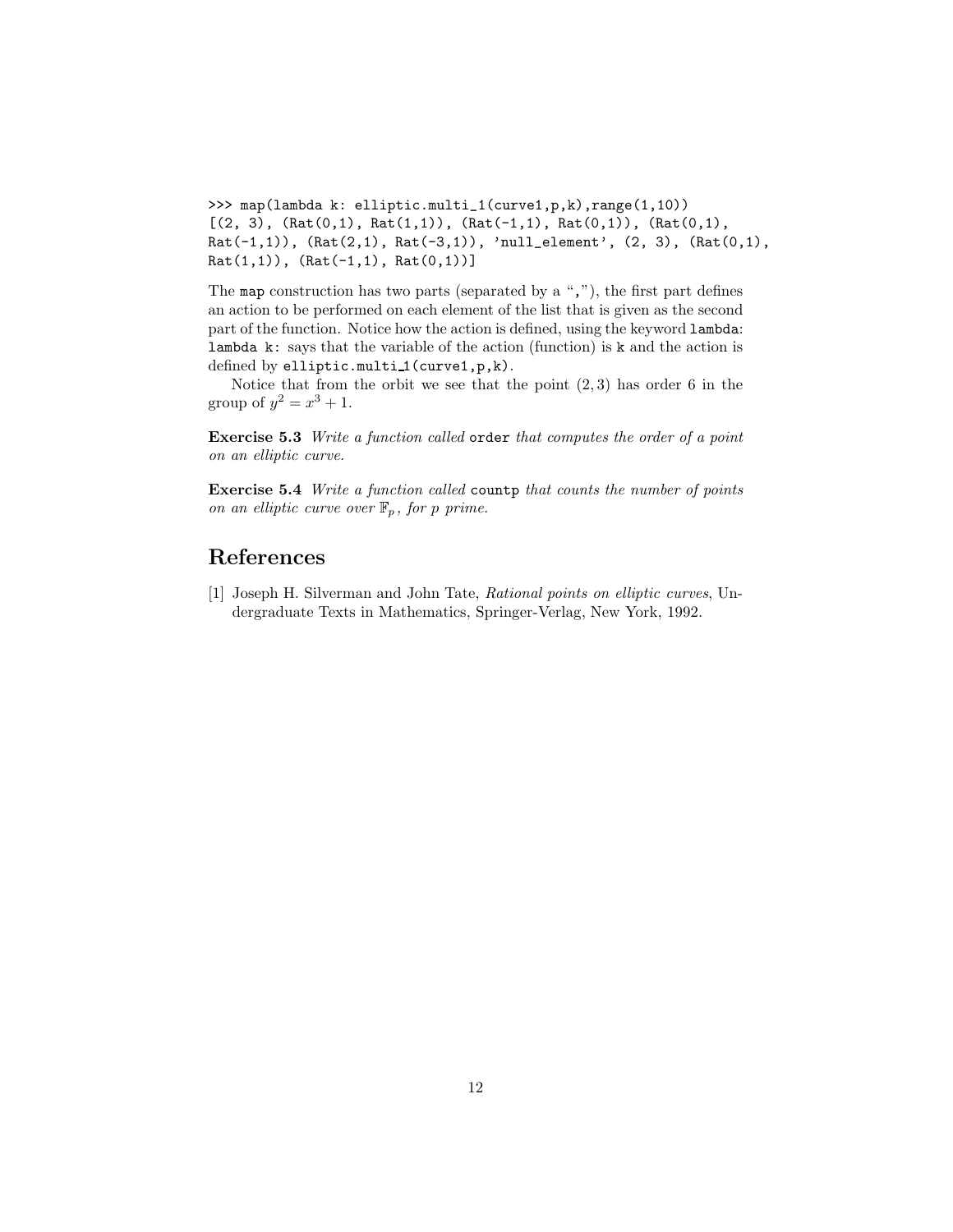```
>>> map(lambda k: elliptic.multi_1(curve1,p,k),range(1,10))
[(2, 3), (Rat(0,1), Rat(1,1)), (Rat(-1,1), Rat(0,1)), (Rat(0,1),
Rat(-1,1)), (Rat(2,1), Rat(-3,1)), 'null_element', (2, 3), (Rat(0,1),
Rat(1,1)), (Rat(-1,1), Rat(0,1))]
```

The `map` construction has two parts (separated by a "`,`"), the first part defines an action to be performed on each element of the list that is given as the second part of the function. Notice how the action is defined, using the keyword `lambda`: `lambda k:` says that the variable of the action (function) is `k` and the action is defined by `elliptic.multi_1(curve1,p,k)`.

Notice that from the orbit we see that the point $(2,3)$ has order 6 in the group of $y^2 = x^3 + 1$.

**Exercise 5.3** *Write a function called* `order` *that computes the order of a point on an elliptic curve.*

**Exercise 5.4** *Write a function called* `countp` *that counts the number of points on an elliptic curve over* $\mathbb{F}_p$*, for* $p$ *prime.*

## References

[1] Joseph H. Silverman and John Tate, *Rational points on elliptic curves*, Undergraduate Texts in Mathematics, Springer-Verlag, New York, 1992.